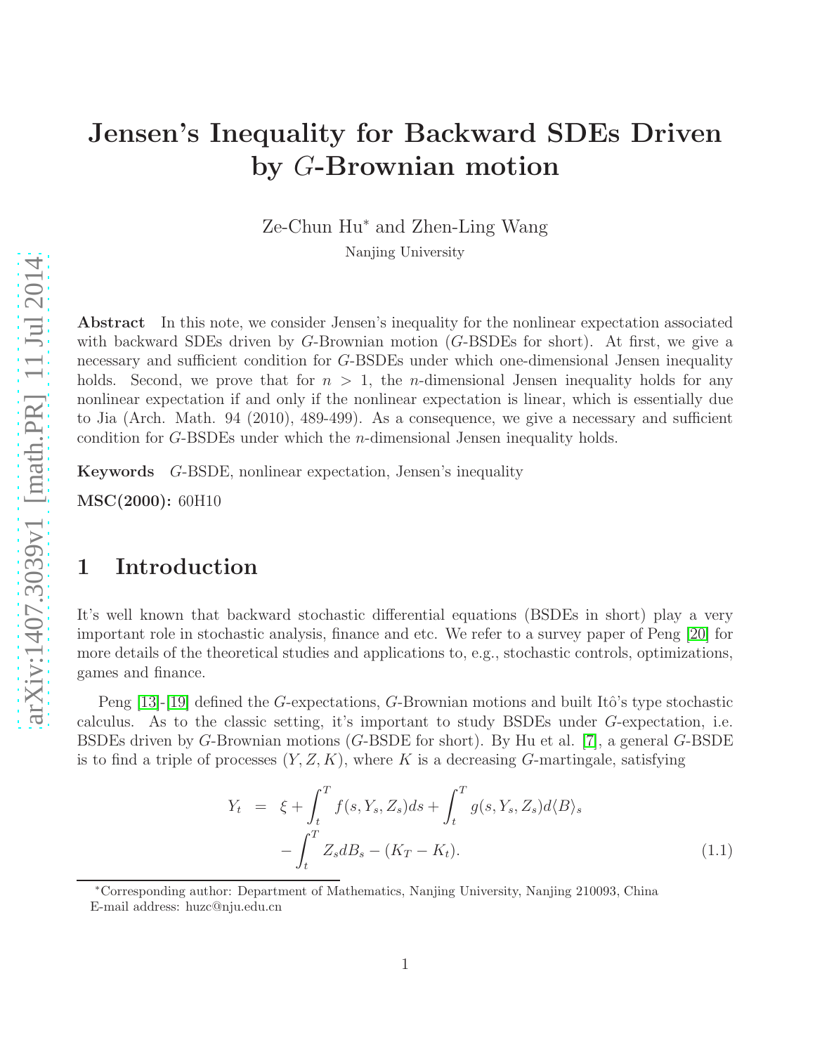# Jensen's Inequality for Backward SDEs Driven by $G$-Brownian motion

Ze-Chun Hu* and Zhen-Ling Wang

Nanjing University

**Abstract** In this note, we consider Jensen's inequality for the nonlinear expectation associated with backward SDEs driven by $G$-Brownian motion ($G$-BSDEs for short). At first, we give a necessary and sufficient condition for $G$-BSDEs under which one-dimensional Jensen inequality holds. Second, we prove that for $n > 1$, the $n$-dimensional Jensen inequality holds for any nonlinear expectation if and only if the nonlinear expectation is linear, which is essentially due to Jia (Arch. Math. 94 (2010), 489-499). As a consequence, we give a necessary and sufficient condition for $G$-BSDEs under which the $n$-dimensional Jensen inequality holds.

**Keywords** $G$-BSDE, nonlinear expectation, Jensen's inequality

**MSC(2000):** 60H10

## 1 Introduction

It's well known that backward stochastic differential equations (BSDEs in short) play a very important role in stochastic analysis, finance and etc. We refer to a survey paper of Peng [20] for more details of the theoretical studies and applications to, e.g., stochastic controls, optimizations, games and finance.

Peng [13]-[19] defined the $G$-expectations, $G$-Brownian motions and built Itô's type stochastic calculus. As to the classic setting, it's important to study BSDEs under $G$-expectation, i.e. BSDEs driven by $G$-Brownian motions ($G$-BSDE for short). By Hu et al. [7], a general $G$-BSDE is to find a triple of processes $(Y, Z, K)$, where $K$ is a decreasing $G$-martingale, satisfying

$$
\begin{aligned}
Y_t &= \xi + \int_t^T f(s, Y_s, Z_s)ds + \int_t^T g(s, Y_s, Z_s)d\langle B\rangle_s \\
&\quad - \int_t^T Z_s dB_s - (K_T - K_t).
\end{aligned} \tag{1.1}
$$

*Corresponding author: Department of Mathematics, Nanjing University, Nanjing 210093, China
E-mail address: huzc@nju.edu.cn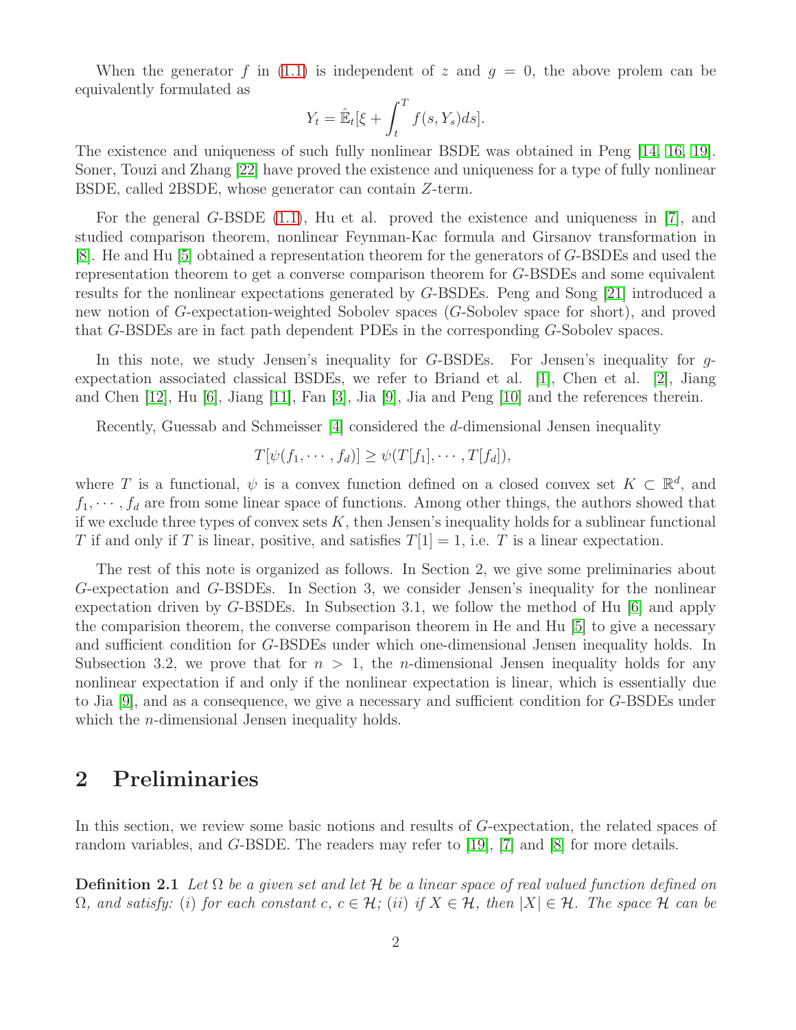When the generator $f$ in (1.1) is independent of $z$ and $g = 0$, the above prolem can be equivalently formulated as

$$Y_t = \hat{\mathbb{E}}_t[\xi + \int_t^T f(s, Y_s)ds].$$

The existence and uniqueness of such fully nonlinear BSDE was obtained in Peng [14, 16, 19]. Soner, Touzi and Zhang [22] have proved the existence and uniqueness for a type of fully nonlinear BSDE, called 2BSDE, whose generator can contain $Z$-term.

For the general $G$-BSDE (1.1), Hu et al. proved the existence and uniqueness in [7], and studied comparison theorem, nonlinear Feynman-Kac formula and Girsanov transformation in [8]. He and Hu [5] obtained a representation theorem for the generators of $G$-BSDEs and used the representation theorem to get a converse comparison theorem for $G$-BSDEs and some equivalent results for the nonlinear expectations generated by $G$-BSDEs. Peng and Song [21] introduced a new notion of $G$-expectation-weighted Sobolev spaces ($G$-Sobolev space for short), and proved that $G$-BSDEs are in fact path dependent PDEs in the corresponding $G$-Sobolev spaces.

In this note, we study Jensen's inequality for $G$-BSDEs. For Jensen's inequality for $g$-expectation associated classical BSDEs, we refer to Briand et al. [1], Chen et al. [2], Jiang and Chen [12], Hu [6], Jiang [11], Fan [3], Jia [9], Jia and Peng [10] and the references therein.

Recently, Guessab and Schmeisser [4] considered the $d$-dimensional Jensen inequality

$$T[\psi(f_1, \cdots, f_d)] \geq \psi(T[f_1], \cdots, T[f_d]),$$

where $T$ is a functional, $\psi$ is a convex function defined on a closed convex set $K \subset \mathbb{R}^d$, and $f_1, \cdots, f_d$ are from some linear space of functions. Among other things, the authors showed that if we exclude three types of convex sets $K$, then Jensen's inequality holds for a sublinear functional $T$ if and only if $T$ is linear, positive, and satisfies $T[1] = 1$, i.e. $T$ is a linear expectation.

The rest of this note is organized as follows. In Section 2, we give some preliminaries about $G$-expectation and $G$-BSDEs. In Section 3, we consider Jensen's inequality for the nonlinear expectation driven by $G$-BSDEs. In Subsection 3.1, we follow the method of Hu [6] and apply the comparision theorem, the converse comparison theorem in He and Hu [5] to give a necessary and sufficient condition for $G$-BSDEs under which one-dimensional Jensen inequality holds. In Subsection 3.2, we prove that for $n > 1$, the $n$-dimensional Jensen inequality holds for any nonlinear expectation if and only if the nonlinear expectation is linear, which is essentially due to Jia [9], and as a consequence, we give a necessary and sufficient condition for $G$-BSDEs under which the $n$-dimensional Jensen inequality holds.

# 2 Preliminaries

In this section, we review some basic notions and results of $G$-expectation, the related spaces of random variables, and $G$-BSDE. The readers may refer to [19], [7] and [8] for more details.

**Definition 2.1** *Let $\Omega$ be a given set and let $\mathcal{H}$ be a linear space of real valued function defined on $\Omega$, and satisfy: (i) for each constant $c$, $c \in \mathcal{H}$; (ii) if $X \in \mathcal{H}$, then $|X| \in \mathcal{H}$. The space $\mathcal{H}$ can be*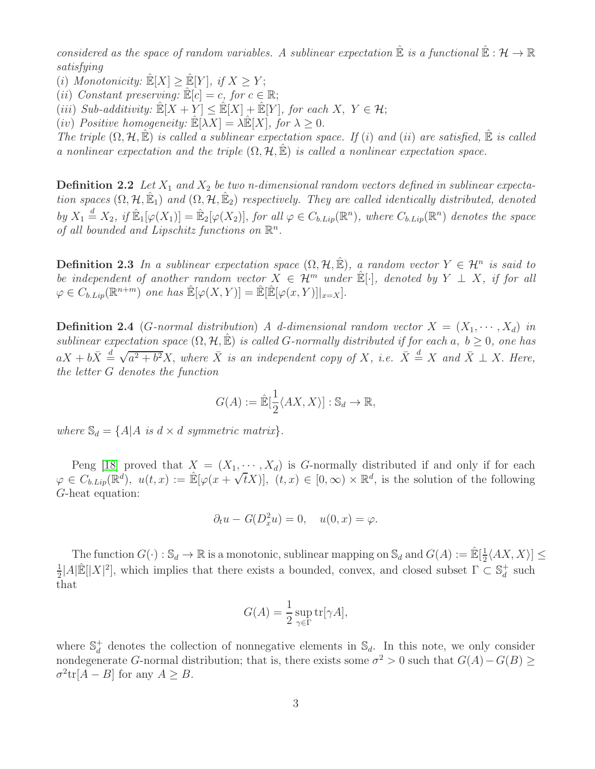*considered as the space of random variables. A sublinear expectation $\hat{\mathbb{E}}$ is a functional $\hat{\mathbb{E}}:\mathcal{H}\to\mathbb{R}$ satisfying*

*(i) Monotonicity: $\hat{\mathbb{E}}[X]\geq\hat{\mathbb{E}}[Y]$, if $X\geq Y$;*

*(ii) Constant preserving: $\hat{\mathbb{E}}[c]=c$, for $c\in\mathbb{R}$;*

*(iii) Sub-additivity: $\hat{\mathbb{E}}[X+Y]\leq\hat{\mathbb{E}}[X]+\hat{\mathbb{E}}[Y]$, for each $X,\ Y\in\mathcal{H}$;*

*(iv) Positive homogeneity: $\hat{\mathbb{E}}[\lambda X]=\lambda\hat{\mathbb{E}}[X]$, for $\lambda\geq 0$.*

*The triple $(\Omega,\mathcal{H},\hat{\mathbb{E}})$ is called a sublinear expectation space. If $(i)$ and $(ii)$ are satisfied, $\hat{\mathbb{E}}$ is called a nonlinear expectation and the triple $(\Omega,\mathcal{H},\hat{\mathbb{E}})$ is called a nonlinear expectation space.*

**Definition 2.2** *Let $X_1$ and $X_2$ be two $n$-dimensional random vectors defined in sublinear expectation spaces $(\Omega,\mathcal{H},\hat{\mathbb{E}}_1)$ and $(\Omega,\mathcal{H},\hat{\mathbb{E}}_2)$ respectively. They are called identically distributed, denoted by $X_1\overset{d}{=}X_2$, if $\hat{\mathbb{E}}_1[\varphi(X_1)]=\hat{\mathbb{E}}_2[\varphi(X_2)]$, for all $\varphi\in C_{b.Lip}(\mathbb{R}^n)$, where $C_{b.Lip}(\mathbb{R}^n)$ denotes the space of all bounded and Lipschitz functions on $\mathbb{R}^n$.*

**Definition 2.3** *In a sublinear expectation space $(\Omega,\mathcal{H},\hat{\mathbb{E}})$, a random vector $Y\in\mathcal{H}^n$ is said to be independent of another random vector $X\in\mathcal{H}^m$ under $\hat{\mathbb{E}}[\cdot]$, denoted by $Y\perp X$, if for all $\varphi\in C_{b.Lip}(\mathbb{R}^{n+m})$ one has $\hat{\mathbb{E}}[\varphi(X,Y)]=\hat{\mathbb{E}}[\hat{\mathbb{E}}[\varphi(x,Y)]|_{x=X}]$.*

**Definition 2.4** *($G$-normal distribution) A $d$-dimensional random vector $X=(X_1,\cdots,X_d)$ in sublinear expectation space $(\Omega,\mathcal{H},\hat{\mathbb{E}})$ is called $G$-normally distributed if for each $a,\ b\geq 0$, one has $aX+b\bar{X}\overset{d}{=}\sqrt{a^2+b^2}X$, where $\bar{X}$ is an independent copy of $X$, i.e. $\bar{X}\overset{d}{=}X$ and $\bar{X}\perp X$. Here, the letter $G$ denotes the function*

$$G(A):=\hat{\mathbb{E}}[\frac{1}{2}\langle AX,X\rangle]:\mathbb{S}_d\to\mathbb{R},$$

*where $\mathbb{S}_d=\{A|A$ is $d\times d$ symmetric matrix$\}$.*

Peng [18] proved that $X=(X_1,\cdots,X_d)$ is $G$-normally distributed if and only if for each $\varphi\in C_{b.Lip}(\mathbb{R}^d),\ u(t,x):=\hat{\mathbb{E}}[\varphi(x+\sqrt{t}X)],\ (t,x)\in[0,\infty)\times\mathbb{R}^d$, is the solution of the following $G$-heat equation:

$$\partial_t u-G(D_x^2u)=0,\quad u(0,x)=\varphi.$$

The function $G(\cdot):\mathbb{S}_d\to\mathbb{R}$ is a monotonic, sublinear mapping on $\mathbb{S}_d$ and $G(A):=\hat{\mathbb{E}}[\frac{1}{2}\langle AX,X\rangle]\leq\frac{1}{2}|A|\hat{\mathbb{E}}[|X|^2]$, which implies that there exists a bounded, convex, and closed subset $\Gamma\subset\mathbb{S}_d^+$ such that

$$G(A)=\frac{1}{2}\sup_{\gamma\in\Gamma}\mathrm{tr}[\gamma A],$$

where $\mathbb{S}_d^+$ denotes the collection of nonnegative elements in $\mathbb{S}_d$. In this note, we only consider nondegenerate $G$-normal distribution; that is, there exists some $\sigma^2>0$ such that $G(A)-G(B)\geq\sigma^2\mathrm{tr}[A-B]$ for any $A\geq B$.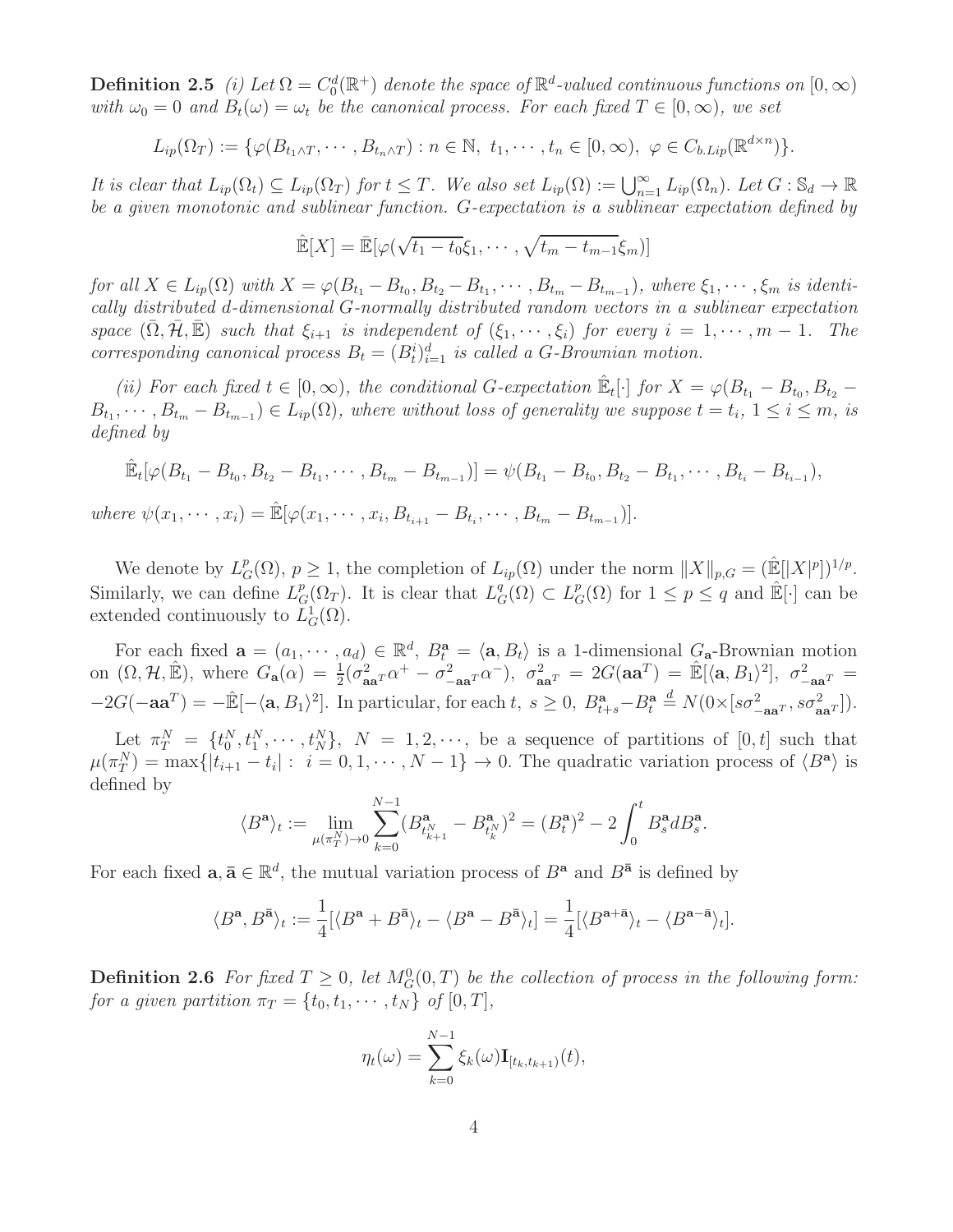**Definition 2.5** *(i) Let $\Omega = C_0^d(\mathbb{R}^+)$ denote the space of $\mathbb{R}^d$-valued continuous functions on $[0,\infty)$ with $\omega_0 = 0$ and $B_t(\omega) = \omega_t$ be the canonical process. For each fixed $T \in [0,\infty)$, we set*

$$L_{ip}(\Omega_T) := \{\varphi(B_{t_1 \wedge T}, \cdots, B_{t_n \wedge T}) : n \in \mathbb{N},\ t_1, \cdots, t_n \in [0,\infty),\ \varphi \in C_{b.Lip}(\mathbb{R}^{d\times n})\}.$$

*It is clear that $L_{ip}(\Omega_t) \subseteq L_{ip}(\Omega_T)$ for $t \leq T$. We also set $L_{ip}(\Omega) := \bigcup_{n=1}^{\infty} L_{ip}(\Omega_n)$. Let $G : \mathbb{S}_d \to \mathbb{R}$ be a given monotonic and sublinear function. G-expectation is a sublinear expectation defined by*

$$\hat{\mathbb{E}}[X] = \bar{\mathbb{E}}[\varphi(\sqrt{t_1 - t_0}\xi_1, \cdots, \sqrt{t_m - t_{m-1}}\xi_m)]$$

*for all $X \in L_{ip}(\Omega)$ with $X = \varphi(B_{t_1} - B_{t_0}, B_{t_2} - B_{t_1}, \cdots, B_{t_m} - B_{t_{m-1}})$, where $\xi_1, \cdots, \xi_m$ is identically distributed $d$-dimensional $G$-normally distributed random vectors in a sublinear expectation space $(\bar{\Omega}, \bar{\mathcal{H}}, \bar{\mathbb{E}})$ such that $\xi_{i+1}$ is independent of $(\xi_1, \cdots, \xi_i)$ for every $i = 1, \cdots, m-1$. The corresponding canonical process $B_t = (B_t^i)_{i=1}^d$ is called a G-Brownian motion.*

*(ii) For each fixed $t \in [0,\infty)$, the conditional G-expectation $\hat{\mathbb{E}}_t[\cdot]$ for $X = \varphi(B_{t_1} - B_{t_0}, B_{t_2} - B_{t_1}, \cdots, B_{t_m} - B_{t_{m-1}}) \in L_{ip}(\Omega)$, where without loss of generality we suppose $t = t_i$, $1 \leq i \leq m$, is defined by*

$$\hat{\mathbb{E}}_t[\varphi(B_{t_1} - B_{t_0}, B_{t_2} - B_{t_1}, \cdots, B_{t_m} - B_{t_{m-1}})] = \psi(B_{t_1} - B_{t_0}, B_{t_2} - B_{t_1}, \cdots, B_{t_i} - B_{t_{i-1}}),$$

*where $\psi(x_1, \cdots, x_i) = \hat{\mathbb{E}}[\varphi(x_1, \cdots, x_i, B_{t_{i+1}} - B_{t_i}, \cdots, B_{t_m} - B_{t_{m-1}})]$.*

We denote by $L_G^p(\Omega)$, $p \geq 1$, the completion of $L_{ip}(\Omega)$ under the norm $\|X\|_{p,G} = (\hat{\mathbb{E}}[|X|^p])^{1/p}$. Similarly, we can define $L_G^p(\Omega_T)$. It is clear that $L_G^q(\Omega) \subset L_G^p(\Omega)$ for $1 \leq p \leq q$ and $\hat{\mathbb{E}}[\cdot]$ can be extended continuously to $L_G^1(\Omega)$.

For each fixed $\mathbf{a} = (a_1, \cdots, a_d) \in \mathbb{R}^d$, $B_t^{\mathbf{a}} = \langle \mathbf{a}, B_t \rangle$ is a 1-dimensional $G_{\mathbf{a}}$-Brownian motion on $(\Omega, \mathcal{H}, \hat{\mathbb{E}})$, where $G_{\mathbf{a}}(\alpha) = \frac{1}{2}(\sigma^2_{\mathbf{a}\mathbf{a}^T}\alpha^+ - \sigma^2_{-\mathbf{a}\mathbf{a}^T}\alpha^-)$, $\sigma^2_{\mathbf{a}\mathbf{a}^T} = 2G(\mathbf{a}\mathbf{a}^T) = \hat{\mathbb{E}}[\langle \mathbf{a}, B_1\rangle^2]$, $\sigma^2_{-\mathbf{a}\mathbf{a}^T} = -2G(-\mathbf{a}\mathbf{a}^T) = -\hat{\mathbb{E}}[-\langle \mathbf{a}, B_1\rangle^2]$. In particular, for each $t$, $s \geq 0$, $B^{\mathbf{a}}_{t+s} - B^{\mathbf{a}}_t \overset{d}{=} N(0 \times [s\sigma^2_{-\mathbf{a}\mathbf{a}^T}, s\sigma^2_{\mathbf{a}\mathbf{a}^T}])$.

Let $\pi_T^N = \{t_0^N, t_1^N, \cdots, t_N^N\}$, $N = 1, 2, \cdots$, be a sequence of partitions of $[0,t]$ such that $\mu(\pi_T^N) = \max\{|t_{i+1} - t_i| : i = 0, 1, \cdots, N-1\} \to 0$. The quadratic variation process of $\langle B^{\mathbf{a}} \rangle$ is defined by

$$\langle B^{\mathbf{a}} \rangle_t := \lim_{\mu(\pi_T^N) \to 0} \sum_{k=0}^{N-1} (B^{\mathbf{a}}_{t^N_{k+1}} - B^{\mathbf{a}}_{t^N_k})^2 = (B^{\mathbf{a}}_t)^2 - 2\int_0^t B^{\mathbf{a}}_s dB^{\mathbf{a}}_s.$$

For each fixed $\mathbf{a}, \bar{\mathbf{a}} \in \mathbb{R}^d$, the mutual variation process of $B^{\mathbf{a}}$ and $B^{\bar{\mathbf{a}}}$ is defined by

$$\langle B^{\mathbf{a}}, B^{\bar{\mathbf{a}}} \rangle_t := \frac{1}{4}[\langle B^{\mathbf{a}} + B^{\bar{\mathbf{a}}} \rangle_t - \langle B^{\mathbf{a}} - B^{\bar{\mathbf{a}}} \rangle_t] = \frac{1}{4}[\langle B^{\mathbf{a}+\bar{\mathbf{a}}} \rangle_t - \langle B^{\mathbf{a}-\bar{\mathbf{a}}} \rangle_t].$$

**Definition 2.6** *For fixed $T \geq 0$, let $M_G^0(0,T)$ be the collection of process in the following form: for a given partition $\pi_T = \{t_0, t_1, \cdots, t_N\}$ of $[0,T]$,*

$$\eta_t(\omega) = \sum_{k=0}^{N-1} \xi_k(\omega) \mathbf{I}_{[t_k, t_{k+1})}(t),$$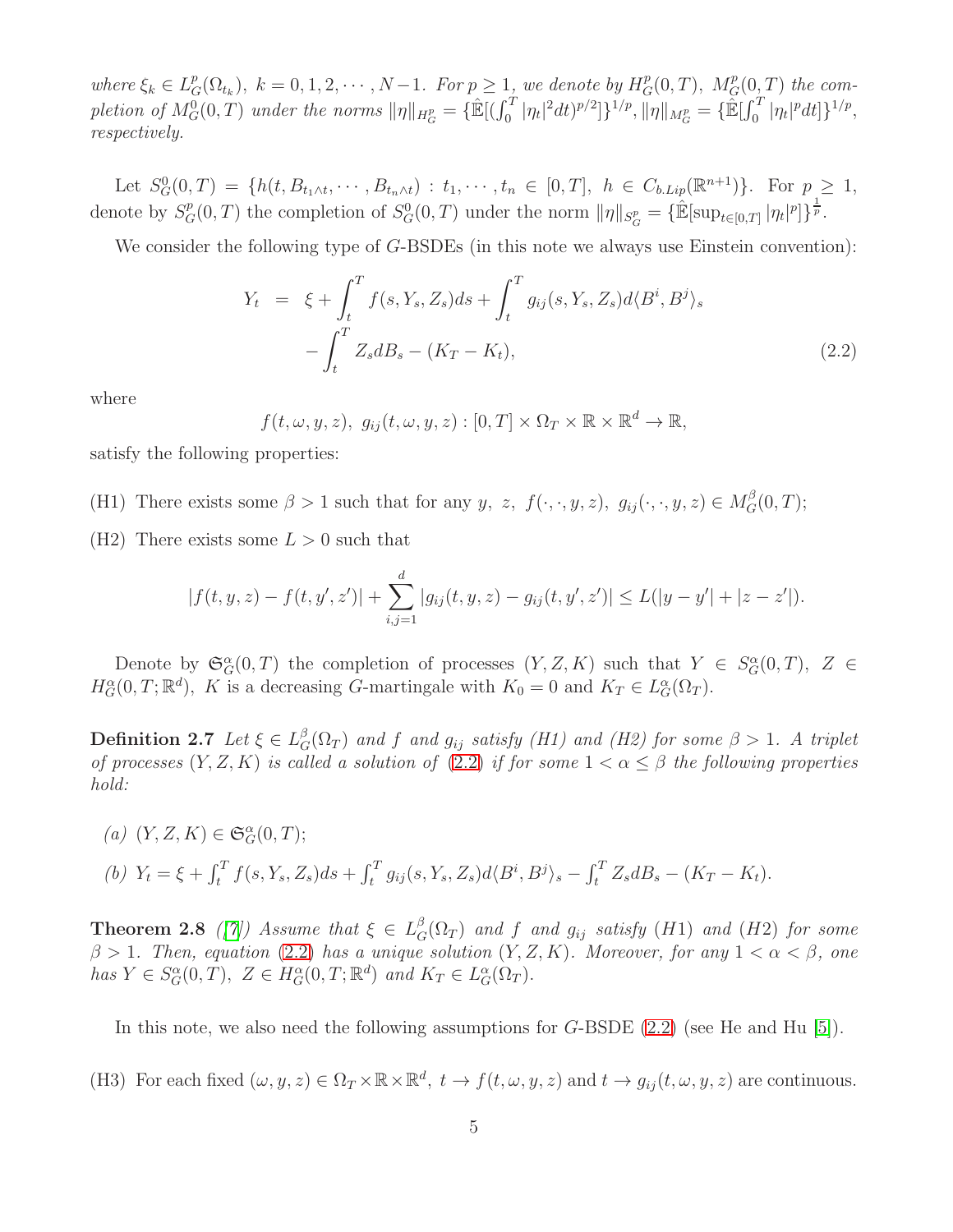*where $\xi_k \in L_G^p(\Omega_{t_k}),\ k = 0, 1, 2, \cdots, N-1$. For $p \geq 1$, we denote by $H_G^p(0,T),\ M_G^p(0,T)$ the completion of $M_G^0(0,T)$ under the norms $\|\eta\|_{H_G^p} = \{\hat{\mathbb{E}}[(\int_0^T |\eta_t|^2 dt)^{p/2}]\}^{1/p}$, $\|\eta\|_{M_G^p} = \{\hat{\mathbb{E}}[\int_0^T |\eta_t|^p dt]\}^{1/p}$, respectively.*

Let $S_G^0(0,T) = \{h(t, B_{t_1 \wedge t}, \cdots, B_{t_n \wedge t}) : t_1, \cdots, t_n \in [0,T],\ h \in C_{b.Lip}(\mathbb{R}^{n+1})\}$. For $p \geq 1$, denote by $S_G^p(0,T)$ the completion of $S_G^0(0,T)$ under the norm $\|\eta\|_{S_G^p} = \{\hat{\mathbb{E}}[\sup_{t\in[0,T]} |\eta_t|^p]\}^{\frac{1}{p}}$.

We consider the following type of $G$-BSDEs (in this note we always use Einstein convention):

$$
\begin{aligned}
Y_t &= \xi + \int_t^T f(s, Y_s, Z_s) ds + \int_t^T g_{ij}(s, Y_s, Z_s) d\langle B^i, B^j\rangle_s \\
&\quad - \int_t^T Z_s dB_s - (K_T - K_t),
\end{aligned}
\tag{2.2}
$$

where

$$
f(t, \omega, y, z),\ g_{ij}(t, \omega, y, z) : [0,T] \times \Omega_T \times \mathbb{R} \times \mathbb{R}^d \to \mathbb{R},
$$

satisfy the following properties:

(H1) There exists some $\beta > 1$ such that for any $y,\ z,\ f(\cdot, \cdot, y, z),\ g_{ij}(\cdot, \cdot, y, z) \in M_G^\beta(0,T)$;

(H2) There exists some $L > 0$ such that

$$
|f(t, y, z) - f(t, y', z')| + \sum_{i,j=1}^d |g_{ij}(t, y, z) - g_{ij}(t, y', z')| \leq L(|y - y'| + |z - z'|).
$$

Denote by $\mathfrak{S}_G^\alpha(0,T)$ the completion of processes $(Y, Z, K)$ such that $Y \in S_G^\alpha(0,T),\ Z \in H_G^\alpha(0,T;\mathbb{R}^d)$, $K$ is a decreasing $G$-martingale with $K_0 = 0$ and $K_T \in L_G^\alpha(\Omega_T)$.

**Definition 2.7** *Let $\xi \in L_G^\beta(\Omega_T)$ and $f$ and $g_{ij}$ satisfy (H1) and (H2) for some $\beta > 1$. A triplet of processes $(Y, Z, K)$ is called a solution of (2.2) if for some $1 < \alpha \leq \beta$ the following properties hold:*

*(a) $(Y, Z, K) \in \mathfrak{S}_G^\alpha(0,T)$;*

*(b) $Y_t = \xi + \int_t^T f(s, Y_s, Z_s) ds + \int_t^T g_{ij}(s, Y_s, Z_s) d\langle B^i, B^j\rangle_s - \int_t^T Z_s dB_s - (K_T - K_t)$.*

**Theorem 2.8** *([7]) Assume that $\xi \in L_G^\beta(\Omega_T)$ and $f$ and $g_{ij}$ satisfy (H1) and (H2) for some $\beta > 1$. Then, equation (2.2) has a unique solution $(Y, Z, K)$. Moreover, for any $1 < \alpha < \beta$, one has $Y \in S_G^\alpha(0,T),\ Z \in H_G^\alpha(0,T;\mathbb{R}^d)$ and $K_T \in L_G^\alpha(\Omega_T)$.*

In this note, we also need the following assumptions for $G$-BSDE (2.2) (see He and Hu [5]).

(H3) For each fixed $(\omega, y, z) \in \Omega_T \times \mathbb{R} \times \mathbb{R}^d$, $t \to f(t, \omega, y, z)$ and $t \to g_{ij}(t, \omega, y, z)$ are continuous.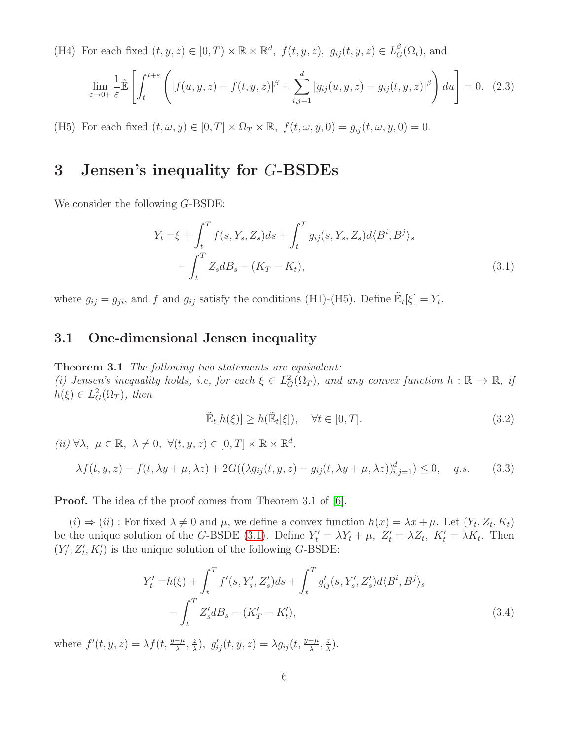(H4) For each fixed $(t, y, z) \in [0, T) \times \mathbb{R} \times \mathbb{R}^d$, $f(t, y, z)$, $g_{ij}(t, y, z) \in L_G^\beta(\Omega_t)$, and

$$\lim_{\varepsilon \to 0+} \frac{1}{\varepsilon} \hat{\mathbb{E}}\left[\int_t^{t+\varepsilon} \left( |f(u, y, z) - f(t, y, z)|^\beta + \sum_{i,j=1}^d |g_{ij}(u, y, z) - g_{ij}(t, y, z)|^\beta \right) du\right] = 0. \quad (2.3)$$

(H5) For each fixed $(t, \omega, y) \in [0, T] \times \Omega_T \times \mathbb{R}$, $f(t, \omega, y, 0) = g_{ij}(t, \omega, y, 0) = 0$.

# 3 Jensen's inequality for $G$-BSDEs

We consider the following $G$-BSDE:

$$\begin{aligned} Y_t =& \xi + \int_t^T f(s, Y_s, Z_s) ds + \int_t^T g_{ij}(s, Y_s, Z_s) d\langle B^i, B^j \rangle_s \\ & - \int_t^T Z_s dB_s - (K_T - K_t), \end{aligned} \quad (3.1)$$

where $g_{ij} = g_{ji}$, and $f$ and $g_{ij}$ satisfy the conditions (H1)-(H5). Define $\tilde{\mathbb{E}}_t[\xi] = Y_t$.

## 3.1 One-dimensional Jensen inequality

**Theorem 3.1** *The following two statements are equivalent:*
*(i) Jensen's inequality holds, i.e, for each $\xi \in L_G^2(\Omega_T)$, and any convex function $h : \mathbb{R} \to \mathbb{R}$, if $h(\xi) \in L_G^2(\Omega_T)$, then*

$$\tilde{\mathbb{E}}_t[h(\xi)] \geq h(\tilde{\mathbb{E}}_t[\xi]), \quad \forall t \in [0, T]. \quad (3.2)$$

*(ii) $\forall \lambda,\ \mu \in \mathbb{R},\ \lambda \neq 0,\ \forall (t, y, z) \in [0, T] \times \mathbb{R} \times \mathbb{R}^d$,*

$$\lambda f(t, y, z) - f(t, \lambda y + \mu, \lambda z) + 2G((\lambda g_{ij}(t, y, z) - g_{ij}(t, \lambda y + \mu, \lambda z))_{i,j=1}^d) \leq 0, \quad q.s. \quad (3.3)$$

**Proof.** The idea of the proof comes from Theorem 3.1 of [6].

$(i) \Rightarrow (ii)$ : For fixed $\lambda \neq 0$ and $\mu$, we define a convex function $h(x) = \lambda x + \mu$. Let $(Y_t, Z_t, K_t)$ be the unique solution of the $G$-BSDE (3.1). Define $Y'_t = \lambda Y_t + \mu$, $Z'_t = \lambda Z_t$, $K'_t = \lambda K_t$. Then $(Y'_t, Z'_t, K'_t)$ is the unique solution of the following $G$-BSDE:

$$\begin{aligned} Y'_t =& h(\xi) + \int_t^T f'(s, Y'_s, Z'_s) ds + \int_t^T g'_{ij}(s, Y'_s, Z'_s) d\langle B^i, B^j \rangle_s \\ & - \int_t^T Z'_s dB_s - (K'_T - K'_t), \end{aligned} \quad (3.4)$$

where $f'(t, y, z) = \lambda f(t, \frac{y-\mu}{\lambda}, \frac{z}{\lambda})$, $g'_{ij}(t, y, z) = \lambda g_{ij}(t, \frac{y-\mu}{\lambda}, \frac{z}{\lambda})$.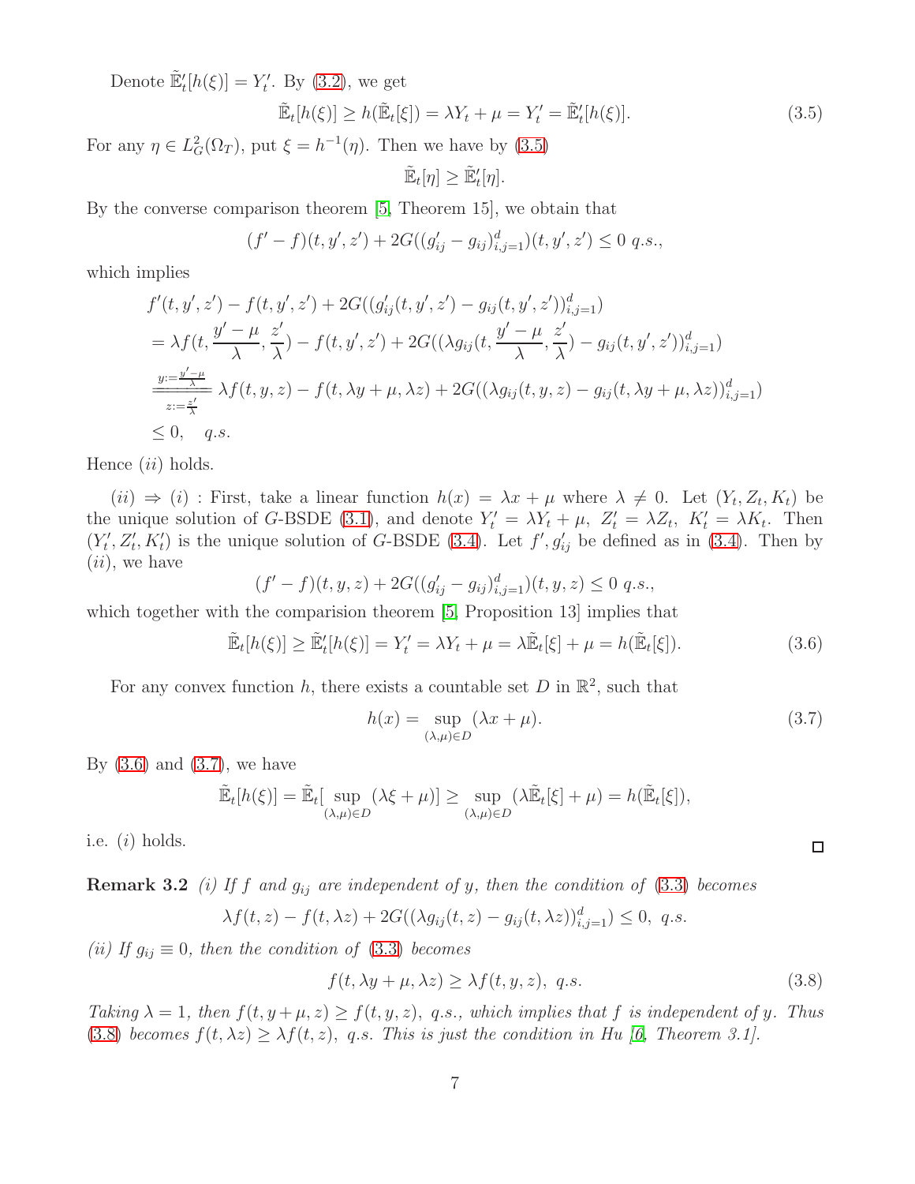Denote $\tilde{\mathbb{E}}'_t[h(\xi)] = Y'_t$. By (3.2), we get

$$\tilde{\mathbb{E}}_t[h(\xi)] \geq h(\tilde{\mathbb{E}}_t[\xi]) = \lambda Y_t + \mu = Y'_t = \tilde{\mathbb{E}}'_t[h(\xi)]. \tag{3.5}$$

For any $\eta \in L^2_G(\Omega_T)$, put $\xi = h^{-1}(\eta)$. Then we have by (3.5)

$$\tilde{\mathbb{E}}_t[\eta] \geq \tilde{\mathbb{E}}'_t[\eta].$$

By the converse comparison theorem [5, Theorem 15], we obtain that

$$(f' - f)(t, y', z') + 2G((g'_{ij} - g_{ij})_{i,j=1}^d)(t, y', z') \leq 0 \ q.s.,$$

which implies

$$\begin{aligned}
& f'(t, y', z') - f(t, y', z') + 2G((g'_{ij}(t, y', z') - g_{ij}(t, y', z'))_{i,j=1}^d) \\
&= \lambda f(t, \frac{y' - \mu}{\lambda}, \frac{z'}{\lambda}) - f(t, y', z') + 2G((\lambda g_{ij}(t, \frac{y' - \mu}{\lambda}, \frac{z'}{\lambda}) - g_{ij}(t, y', z'))_{i,j=1}^d) \\
&\overset{y := \frac{y'-\mu}{\lambda}}{\underset{z := \frac{z'}{\lambda}}{=\!=\!=\!=}} \lambda f(t, y, z) - f(t, \lambda y + \mu, \lambda z) + 2G((\lambda g_{ij}(t, y, z) - g_{ij}(t, \lambda y + \mu, \lambda z))_{i,j=1}^d) \\
&\leq 0, \quad q.s.
\end{aligned}$$

Hence $(ii)$ holds.

$(ii) \Rightarrow (i)$ : First, take a linear function $h(x) = \lambda x + \mu$ where $\lambda \neq 0$. Let $(Y_t, Z_t, K_t)$ be the unique solution of $G$-BSDE (3.1), and denote $Y'_t = \lambda Y_t + \mu$, $Z'_t = \lambda Z_t$, $K'_t = \lambda K_t$. Then $(Y'_t, Z'_t, K'_t)$ is the unique solution of $G$-BSDE (3.4). Let $f', g'_{ij}$ be defined as in (3.4). Then by $(ii)$, we have

$$(f' - f)(t, y, z) + 2G((g'_{ij} - g_{ij})_{i,j=1}^d)(t, y, z) \leq 0 \ q.s.,$$

which together with the comparision theorem [5, Proposition 13] implies that

$$\tilde{\mathbb{E}}_t[h(\xi)] \geq \tilde{\mathbb{E}}'_t[h(\xi)] = Y'_t = \lambda Y_t + \mu = \lambda \tilde{\mathbb{E}}_t[\xi] + \mu = h(\tilde{\mathbb{E}}_t[\xi]). \tag{3.6}$$

For any convex function $h$, there exists a countable set $D$ in $\mathbb{R}^2$, such that

$$h(x) = \sup_{(\lambda, \mu) \in D} (\lambda x + \mu). \tag{3.7}$$

By (3.6) and (3.7), we have

$$\tilde{\mathbb{E}}_t[h(\xi)] = \tilde{\mathbb{E}}_t[\sup_{(\lambda, \mu) \in D} (\lambda \xi + \mu)] \geq \sup_{(\lambda, \mu) \in D} (\lambda \tilde{\mathbb{E}}_t[\xi] + \mu) = h(\tilde{\mathbb{E}}_t[\xi]),$$

i.e. $(i)$ holds. ∎

**Remark 3.2** *(i) If $f$ and $g_{ij}$ are independent of $y$, then the condition of (3.3) becomes*

$$\lambda f(t, z) - f(t, \lambda z) + 2G((\lambda g_{ij}(t, z) - g_{ij}(t, \lambda z))_{i,j=1}^d) \leq 0, \ q.s.$$

*(ii) If $g_{ij} \equiv 0$, then the condition of (3.3) becomes*

$$f(t, \lambda y + \mu, \lambda z) \geq \lambda f(t, y, z), \ q.s. \tag{3.8}$$

*Taking $\lambda = 1$, then $f(t, y + \mu, z) \geq f(t, y, z)$, q.s., which implies that $f$ is independent of $y$. Thus (3.8) becomes $f(t, \lambda z) \geq \lambda f(t, z)$, q.s. This is just the condition in Hu [6, Theorem 3.1].*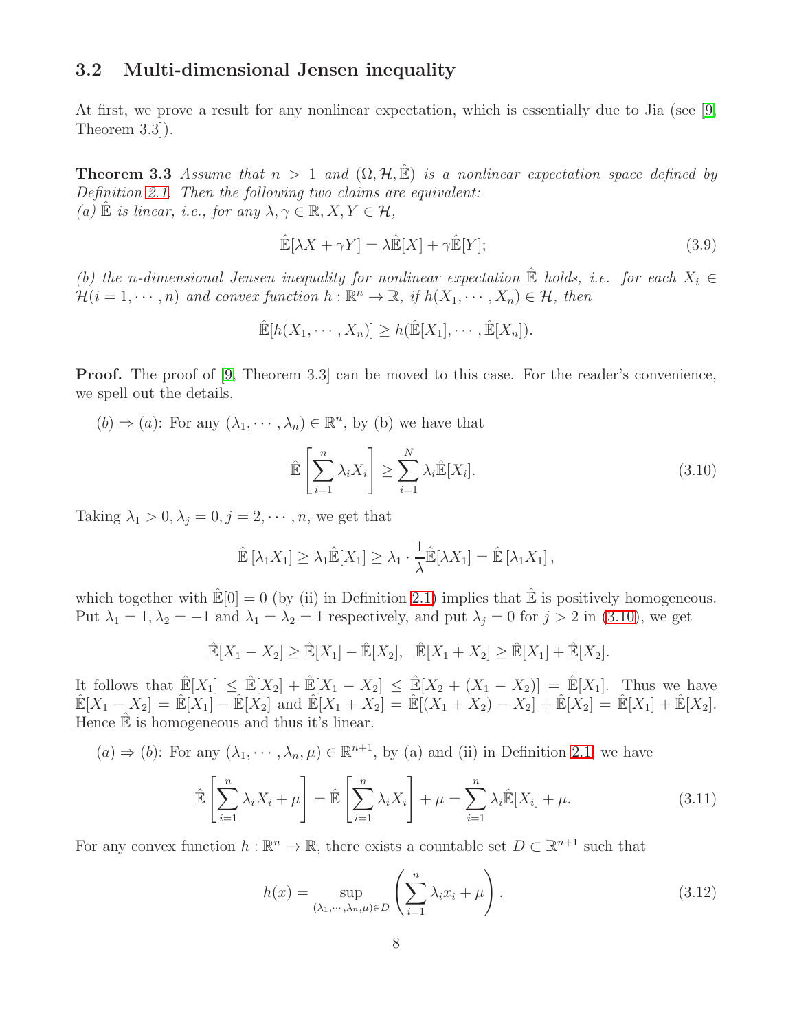### 3.2 Multi-dimensional Jensen inequality

At first, we prove a result for any nonlinear expectation, which is essentially due to Jia (see [9, Theorem 3.3]).

**Theorem 3.3** *Assume that $n > 1$ and $(\Omega, \mathcal{H}, \hat{\mathbb{E}})$ is a nonlinear expectation space defined by Definition 2.1. Then the following two claims are equivalent:*
*(a) $\hat{\mathbb{E}}$ is linear, i.e., for any $\lambda, \gamma \in \mathbb{R}, X, Y \in \mathcal{H}$,*

$$\hat{\mathbb{E}}[\lambda X + \gamma Y] = \lambda \hat{\mathbb{E}}[X] + \gamma \hat{\mathbb{E}}[Y]; \tag{3.9}$$

*(b) the $n$-dimensional Jensen inequality for nonlinear expectation $\hat{\mathbb{E}}$ holds, i.e. for each $X_i \in \mathcal{H}(i = 1, \cdots, n)$ and convex function $h : \mathbb{R}^n \to \mathbb{R}$, if $h(X_1, \cdots, X_n) \in \mathcal{H}$, then*

$$\hat{\mathbb{E}}[h(X_1, \cdots, X_n)] \geq h(\hat{\mathbb{E}}[X_1], \cdots, \hat{\mathbb{E}}[X_n]).$$

**Proof.** The proof of [9, Theorem 3.3] can be moved to this case. For the reader's convenience, we spell out the details.

$(b) \Rightarrow (a)$: For any $(\lambda_1, \cdots, \lambda_n) \in \mathbb{R}^n$, by (b) we have that

$$\hat{\mathbb{E}}\left[\sum_{i=1}^{n} \lambda_i X_i\right] \geq \sum_{i=1}^{N} \lambda_i \hat{\mathbb{E}}[X_i]. \tag{3.10}$$

Taking $\lambda_1 > 0, \lambda_j = 0, j = 2, \cdots, n$, we get that

$$\hat{\mathbb{E}}\left[\lambda_1 X_1\right] \geq \lambda_1 \hat{\mathbb{E}}[X_1] \geq \lambda_1 \cdot \frac{1}{\lambda} \hat{\mathbb{E}}[\lambda X_1] = \hat{\mathbb{E}}\left[\lambda_1 X_1\right],$$

which together with $\hat{\mathbb{E}}[0] = 0$ (by (ii) in Definition 2.1) implies that $\hat{\mathbb{E}}$ is positively homogeneous. Put $\lambda_1 = 1, \lambda_2 = -1$ and $\lambda_1 = \lambda_2 = 1$ respectively, and put $\lambda_j = 0$ for $j > 2$ in (3.10), we get

$$\hat{\mathbb{E}}[X_1 - X_2] \geq \hat{\mathbb{E}}[X_1] - \hat{\mathbb{E}}[X_2], \quad \hat{\mathbb{E}}[X_1 + X_2] \geq \hat{\mathbb{E}}[X_1] + \hat{\mathbb{E}}[X_2].$$

It follows that $\hat{\mathbb{E}}[X_1] \leq \hat{\mathbb{E}}[X_2] + \hat{\mathbb{E}}[X_1 - X_2] \leq \hat{\mathbb{E}}[X_2 + (X_1 - X_2)] = \hat{\mathbb{E}}[X_1]$. Thus we have $\hat{\mathbb{E}}[X_1 - X_2] = \hat{\mathbb{E}}[X_1] - \hat{\mathbb{E}}[X_2]$ and $\hat{\mathbb{E}}[X_1 + X_2] = \hat{\mathbb{E}}[(X_1 + X_2) - X_2] + \hat{\mathbb{E}}[X_2] = \hat{\mathbb{E}}[X_1] + \hat{\mathbb{E}}[X_2]$. Hence $\hat{\mathbb{E}}$ is homogeneous and thus it's linear.

$(a) \Rightarrow (b)$: For any $(\lambda_1, \cdots, \lambda_n, \mu) \in \mathbb{R}^{n+1}$, by (a) and (ii) in Definition 2.1, we have

$$\hat{\mathbb{E}}\left[\sum_{i=1}^{n} \lambda_i X_i + \mu\right] = \hat{\mathbb{E}}\left[\sum_{i=1}^{n} \lambda_i X_i\right] + \mu = \sum_{i=1}^{n} \lambda_i \hat{\mathbb{E}}[X_i] + \mu. \tag{3.11}$$

For any convex function $h : \mathbb{R}^n \to \mathbb{R}$, there exists a countable set $D \subset \mathbb{R}^{n+1}$ such that

$$h(x) = \sup_{(\lambda_1, \cdots, \lambda_n, \mu) \in D} \left(\sum_{i=1}^{n} \lambda_i x_i + \mu\right). \tag{3.12}$$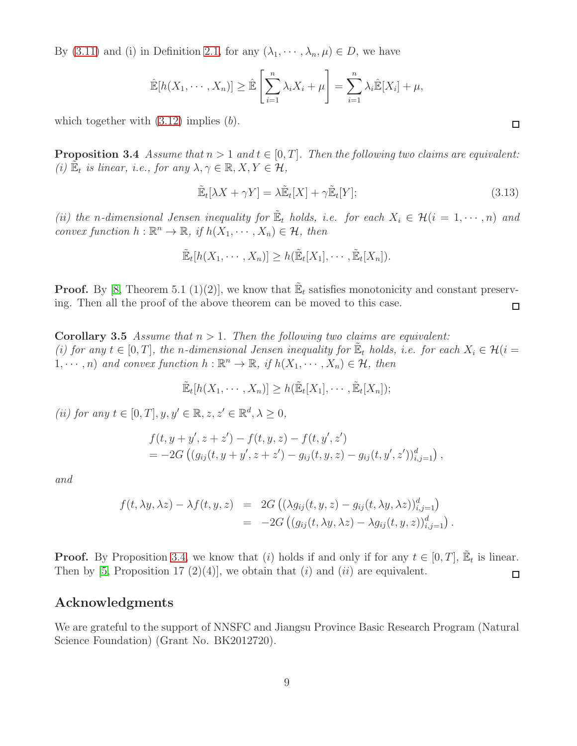By (3.11) and (i) in Definition 2.1, for any $(\lambda_1, \cdots, \lambda_n, \mu) \in D$, we have

$$\hat{\mathbb{E}}[h(X_1, \cdots, X_n)] \geq \hat{\mathbb{E}}\left[\sum_{i=1}^{n} \lambda_i X_i + \mu\right] = \sum_{i=1}^{n} \lambda_i \hat{\mathbb{E}}[X_i] + \mu,$$

which together with (3.12) implies $(b)$. □

**Proposition 3.4** *Assume that $n > 1$ and $t \in [0, T]$. Then the following two claims are equivalent:*
*(i) $\tilde{\mathbb{E}}_t$ is linear, i.e., for any $\lambda, \gamma \in \mathbb{R}, X, Y \in \mathcal{H}$,*

$$\tilde{\mathbb{E}}_t[\lambda X + \gamma Y] = \lambda \tilde{\mathbb{E}}_t[X] + \gamma \tilde{\mathbb{E}}_t[Y]; \tag{3.13}$$

*(ii) the $n$-dimensional Jensen inequality for $\tilde{\mathbb{E}}_t$ holds, i.e. for each $X_i \in \mathcal{H}(i = 1, \cdots, n)$ and convex function $h : \mathbb{R}^n \to \mathbb{R}$, if $h(X_1, \cdots, X_n) \in \mathcal{H}$, then*

$$\tilde{\mathbb{E}}_t[h(X_1, \cdots, X_n)] \geq h(\tilde{\mathbb{E}}_t[X_1], \cdots, \tilde{\mathbb{E}}_t[X_n]).$$

**Proof.** By [8, Theorem 5.1 (1)(2)], we know that $\tilde{\mathbb{E}}_t$ satisfies monotonicity and constant preserving. Then all the proof of the above theorem can be moved to this case. □

**Corollary 3.5** *Assume that $n > 1$. Then the following two claims are equivalent:*
*(i) for any $t \in [0, T]$, the $n$-dimensional Jensen inequality for $\tilde{\mathbb{E}}_t$ holds, i.e. for each $X_i \in \mathcal{H}(i = 1, \cdots, n)$ and convex function $h : \mathbb{R}^n \to \mathbb{R}$, if $h(X_1, \cdots, X_n) \in \mathcal{H}$, then*

$$\tilde{\mathbb{E}}_t[h(X_1, \cdots, X_n)] \geq h(\tilde{\mathbb{E}}_t[X_1], \cdots, \tilde{\mathbb{E}}_t[X_n]);$$

*(ii) for any $t \in [0, T], y, y' \in \mathbb{R}, z, z' \in \mathbb{R}^d, \lambda \geq 0$,*

$$\begin{aligned}
&f(t, y + y', z + z') - f(t, y, z) - f(t, y', z') \\
&= -2G\left((g_{ij}(t, y + y', z + z') - g_{ij}(t, y, z) - g_{ij}(t, y', z'))_{i,j=1}^{d}\right),
\end{aligned}$$

*and*

$$\begin{aligned}
f(t, \lambda y, \lambda z) - \lambda f(t, y, z) &= 2G\left((\lambda g_{ij}(t, y, z) - g_{ij}(t, \lambda y, \lambda z))_{i,j=1}^{d}\right) \\
&= -2G\left((g_{ij}(t, \lambda y, \lambda z) - \lambda g_{ij}(t, y, z))_{i,j=1}^{d}\right).
\end{aligned}$$

**Proof.** By Proposition 3.4, we know that $(i)$ holds if and only if for any $t \in [0, T]$, $\tilde{\mathbb{E}}_t$ is linear. Then by [5, Proposition 17 (2)(4)], we obtain that $(i)$ and $(ii)$ are equivalent. □

## Acknowledgments

We are grateful to the support of NNSFC and Jiangsu Province Basic Research Program (Natural Science Foundation) (Grant No. BK2012720).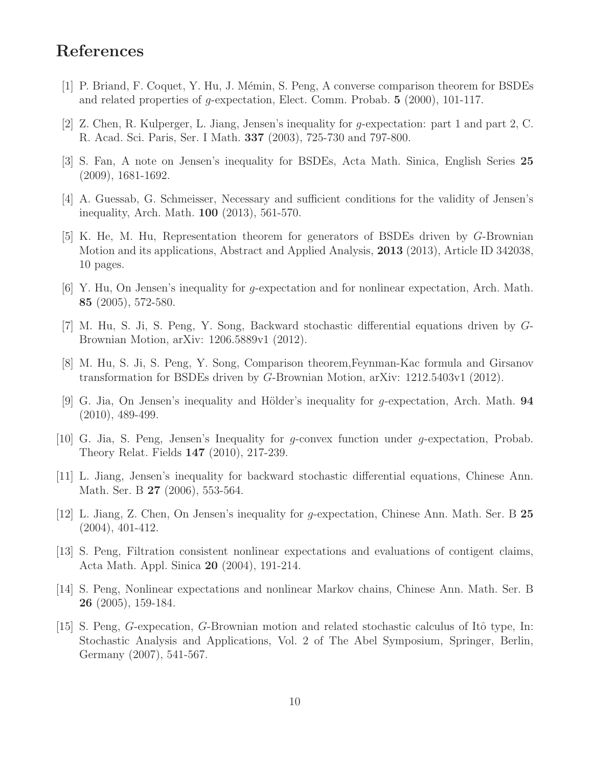# References

[1] P. Briand, F. Coquet, Y. Hu, J. Mémin, S. Peng, A converse comparison theorem for BSDEs and related properties of $g$-expectation, Elect. Comm. Probab. **5** (2000), 101-117.

[2] Z. Chen, R. Kulperger, L. Jiang, Jensen's inequality for $g$-expectation: part 1 and part 2, C. R. Acad. Sci. Paris, Ser. I Math. **337** (2003), 725-730 and 797-800.

[3] S. Fan, A note on Jensen's inequality for BSDEs, Acta Math. Sinica, English Series **25** (2009), 1681-1692.

[4] A. Guessab, G. Schmeisser, Necessary and sufficient conditions for the validity of Jensen's inequality, Arch. Math. **100** (2013), 561-570.

[5] K. He, M. Hu, Representation theorem for generators of BSDEs driven by $G$-Brownian Motion and its applications, Abstract and Applied Analysis, **2013** (2013), Article ID 342038, 10 pages.

[6] Y. Hu, On Jensen's inequality for $g$-expectation and for nonlinear expectation, Arch. Math. **85** (2005), 572-580.

[7] M. Hu, S. Ji, S. Peng, Y. Song, Backward stochastic differential equations driven by $G$-Brownian Motion, arXiv: 1206.5889v1 (2012).

[8] M. Hu, S. Ji, S. Peng, Y. Song, Comparison theorem,Feynman-Kac formula and Girsanov transformation for BSDEs driven by $G$-Brownian Motion, arXiv: 1212.5403v1 (2012).

[9] G. Jia, On Jensen's inequality and Hölder's inequality for $g$-expectation, Arch. Math. **94** (2010), 489-499.

[10] G. Jia, S. Peng, Jensen's Inequality for $g$-convex function under $g$-expectation, Probab. Theory Relat. Fields **147** (2010), 217-239.

[11] L. Jiang, Jensen's inequality for backward stochastic differential equations, Chinese Ann. Math. Ser. B **27** (2006), 553-564.

[12] L. Jiang, Z. Chen, On Jensen's inequality for $g$-expectation, Chinese Ann. Math. Ser. B **25** (2004), 401-412.

[13] S. Peng, Filtration consistent nonlinear expectations and evaluations of contigent claims, Acta Math. Appl. Sinica **20** (2004), 191-214.

[14] S. Peng, Nonlinear expectations and nonlinear Markov chains, Chinese Ann. Math. Ser. B **26** (2005), 159-184.

[15] S. Peng, $G$-expecation, $G$-Brownian motion and related stochastic calculus of Itô type, In: Stochastic Analysis and Applications, Vol. 2 of The Abel Symposium, Springer, Berlin, Germany (2007), 541-567.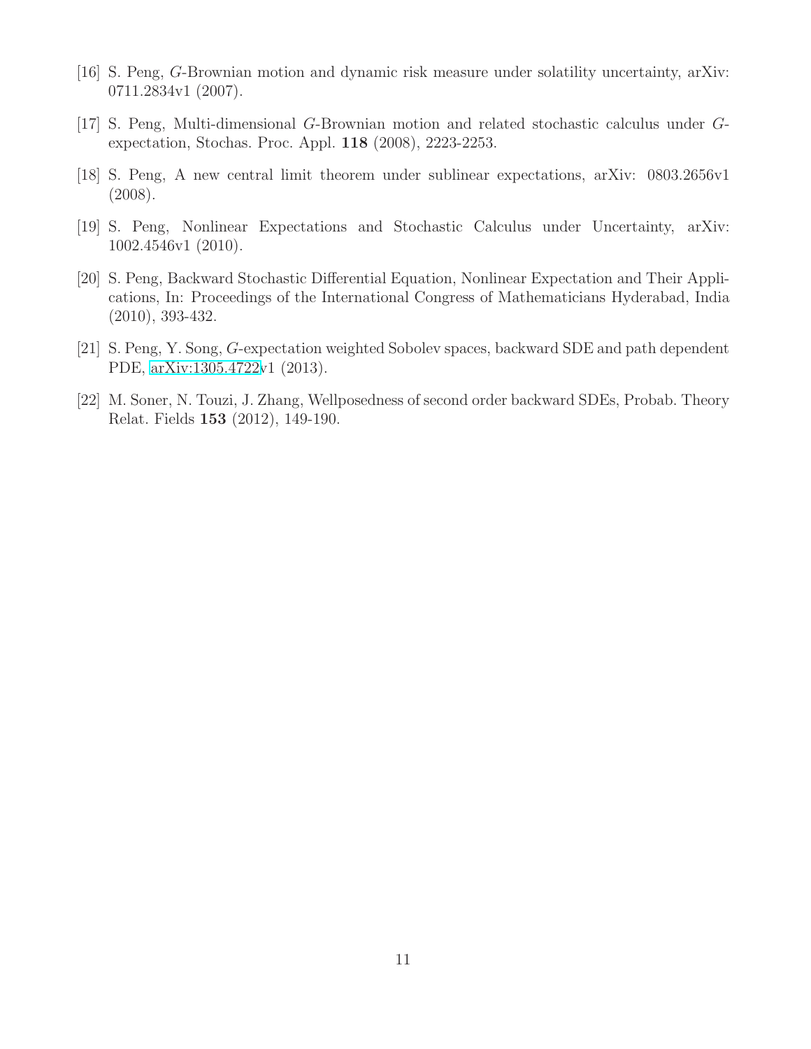[16] S. Peng, $G$-Brownian motion and dynamic risk measure under solatility uncertainty, arXiv: 0711.2834v1 (2007).

[17] S. Peng, Multi-dimensional $G$-Brownian motion and related stochastic calculus under $G$-expectation, Stochas. Proc. Appl. **118** (2008), 2223-2253.

[18] S. Peng, A new central limit theorem under sublinear expectations, arXiv: 0803.2656v1 (2008).

[19] S. Peng, Nonlinear Expectations and Stochastic Calculus under Uncertainty, arXiv: 1002.4546v1 (2010).

[20] S. Peng, Backward Stochastic Differential Equation, Nonlinear Expectation and Their Applications, In: Proceedings of the International Congress of Mathematicians Hyderabad, India (2010), 393-432.

[21] S. Peng, Y. Song, $G$-expectation weighted Sobolev spaces, backward SDE and path dependent PDE, arXiv:1305.4722v1 (2013).

[22] M. Soner, N. Touzi, J. Zhang, Wellposedness of second order backward SDEs, Probab. Theory Relat. Fields **153** (2012), 149-190.